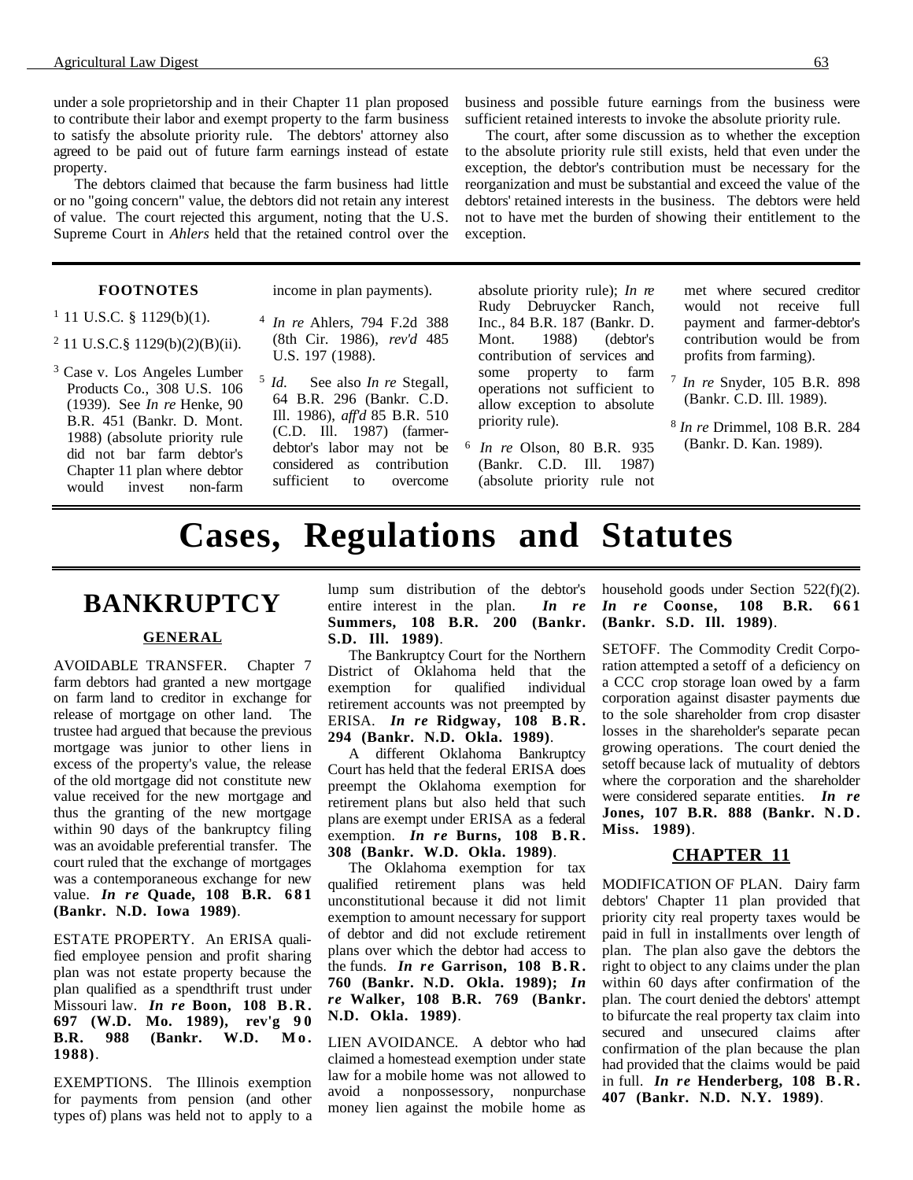under a sole proprietorship and in their Chapter 11 plan proposed to contribute their labor and exempt property to the farm business to satisfy the absolute priority rule. The debtors' attorney also agreed to be paid out of future farm earnings instead of estate property.

The debtors claimed that because the farm business had little or no "going concern" value, the debtors did not retain any interest of value. The court rejected this argument, noting that the U.S. Supreme Court in *Ahlers* held that the retained control over the business and possible future earnings from the business were sufficient retained interests to invoke the absolute priority rule.

The court, after some discussion as to whether the exception to the absolute priority rule still exists, held that even under the exception, the debtor's contribution must be necessary for the reorganization and must be substantial and exceed the value of the debtors' retained interests in the business. The debtors were held not to have met the burden of showing their entitlement to the exception.

**FOOTNOTES**

[1] 11 U.S.C. § 1129(b)(1).

[2] 11 U.S.C.§ 1129(b)(2)(B)(ii).

[3] Case v. Los Angeles Lumber Products Co., 308 U.S. 106 (1939). See *In re* Henke, 90 B.R. 451 (Bankr. D. Mont. 1988) (absolute priority rule did not bar farm debtor's Chapter 11 plan where debtor would invest non-farm income in plan payments).

[4] *In re* Ahlers, 794 F.2d 388 (8th Cir. 1986), *rev'd* 485 U.S. 197 (1988).

[5] *Id.* See also *In re* Stegall, 64 B.R. 296 (Bankr. C.D. Ill. 1986), *aff'd* 85 B.R. 510 (C.D. Ill. 1987) (farmer-debtor's labor may not be considered as contribution sufficient to overcome absolute priority rule); *In re* Rudy Debruycker Ranch, Inc., 84 B.R. 187 (Bankr. D. Mont. 1988) (debtor's contribution of services and some property to farm operations not sufficient to allow exception to absolute priority rule).

[6] *In re* Olson, 80 B.R. 935 (Bankr. C.D. Ill. 1987) (absolute priority rule not met where secured creditor would not receive full payment and farmer-debtor's contribution would be from profits from farming).

[7] *In re* Snyder, 105 B.R. 898 (Bankr. C.D. Ill. 1989).

[8] *In re* Drimmel, 108 B.R. 284 (Bankr. D. Kan. 1989).

# Cases, Regulations and Statutes

## BANKRUPTCY

### GENERAL

AVOIDABLE TRANSFER. Chapter 7 farm debtors had granted a new mortgage on farm land to creditor in exchange for release of mortgage on other land. The trustee had argued that because the previous mortgage was junior to other liens in excess of the property's value, the release of the old mortgage did not constitute new value received for the new mortgage and thus the granting of the new mortgage within 90 days of the bankruptcy filing was an avoidable preferential transfer. The court ruled that the exchange of mortgages was a contemporaneous exchange for new value. ***In re* Quade, 108 B.R. 681 (Bankr. N.D. Iowa 1989)**.

ESTATE PROPERTY. An ERISA qualified employee pension and profit sharing plan was not estate property because the plan qualified as a spendthrift trust under Missouri law. ***In re* Boon, 108 B.R. 697 (W.D. Mo. 1989), rev'g 90 B.R. 988 (Bankr. W.D. Mo. 1988)**.

EXEMPTIONS. The Illinois exemption for payments from pension (and other types of) plans was held not to apply to a lump sum distribution of the debtor's entire interest in the plan. ***In re* Summers, 108 B.R. 200 (Bankr. S.D. Ill. 1989)**.

The Bankruptcy Court for the Northern District of Oklahoma held that the exemption for qualified individual retirement accounts was not preempted by ERISA. ***In re* Ridgway, 108 B.R. 294 (Bankr. N.D. Okla. 1989)**.

A different Oklahoma Bankruptcy Court has held that the federal ERISA does preempt the Oklahoma exemption for retirement plans but also held that such plans are exempt under ERISA as a federal exemption. ***In re* Burns, 108 B.R. 308 (Bankr. W.D. Okla. 1989)**.

The Oklahoma exemption for tax qualified retirement plans was held unconstitutional because it did not limit exemption to amount necessary for support of debtor and did not exclude retirement plans over which the debtor had access to the funds. ***In re* Garrison, 108 B.R. 760 (Bankr. N.D. Okla. 1989); *In re* Walker, 108 B.R. 769 (Bankr. N.D. Okla. 1989)**.

LIEN AVOIDANCE. A debtor who had claimed a homestead exemption under state law for a mobile home was not allowed to avoid a nonpossessory, nonpurchase money lien against the mobile home as household goods under Section 522(f)(2). ***In re* Coonse, 108 B.R. 661 (Bankr. S.D. Ill. 1989)**.

SETOFF. The Commodity Credit Corporation attempted a setoff of a deficiency on a CCC crop storage loan owed by a farm corporation against disaster payments due to the sole shareholder from crop disaster losses in the shareholder's separate pecan growing operations. The court denied the setoff because lack of mutuality of debtors where the corporation and the shareholder were considered separate entities. ***In re* Jones, 107 B.R. 888 (Bankr. N.D. Miss. 1989)**.

### CHAPTER 11

MODIFICATION OF PLAN. Dairy farm debtors' Chapter 11 plan provided that priority city real property taxes would be paid in full in installments over length of plan. The plan also gave the debtors the right to object to any claims under the plan within 60 days after confirmation of the plan. The court denied the debtors' attempt to bifurcate the real property tax claim into secured and unsecured claims after confirmation of the plan because the plan had provided that the claims would be paid in full. ***In re* Henderberg, 108 B.R. 407 (Bankr. N.D. N.Y. 1989)**.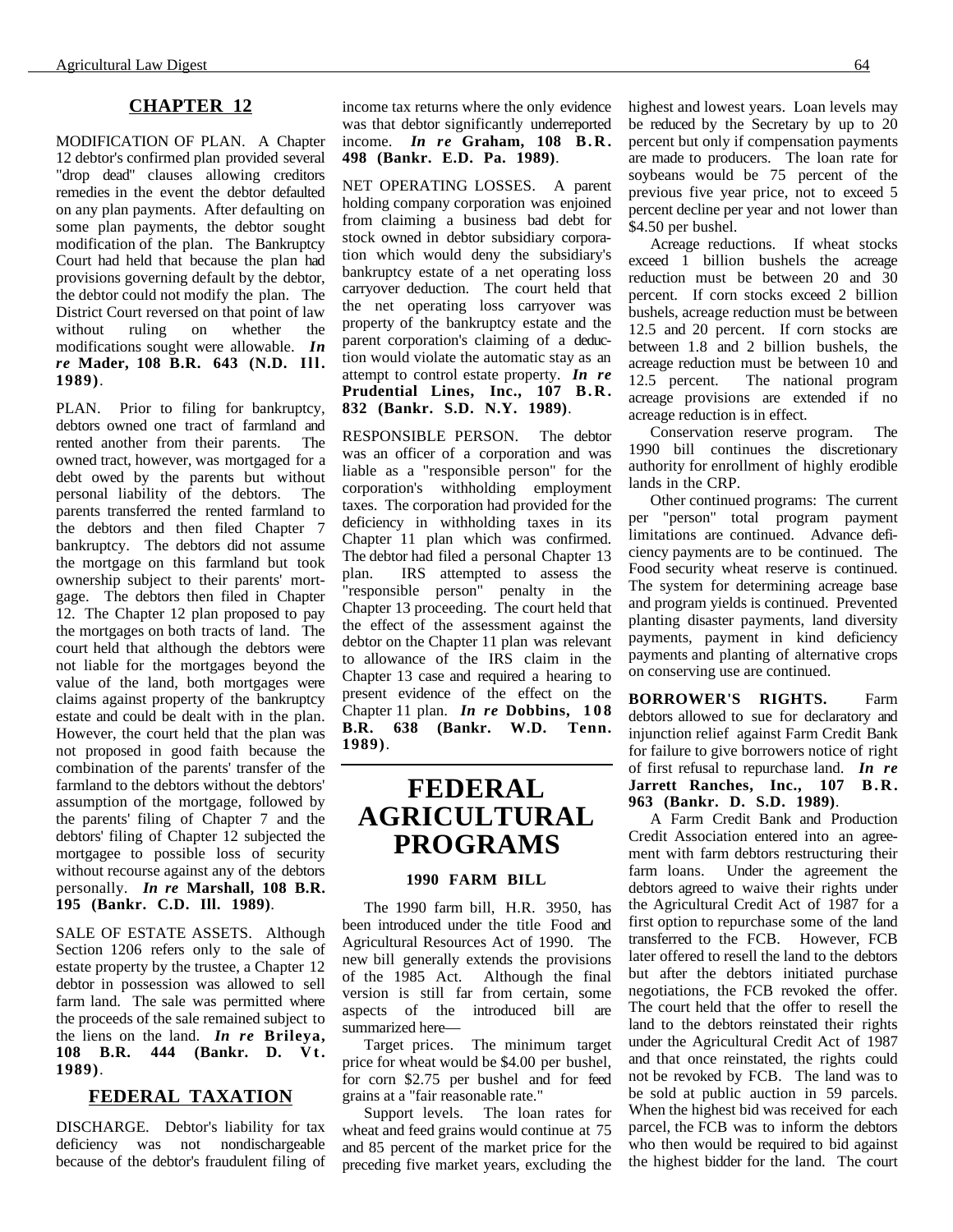## CHAPTER 12

MODIFICATION OF PLAN. A Chapter 12 debtor's confirmed plan provided several "drop dead" clauses allowing creditors remedies in the event the debtor defaulted on any plan payments. After defaulting on some plan payments, the debtor sought modification of the plan. The Bankruptcy Court had held that because the plan had provisions governing default by the debtor, the debtor could not modify the plan. The District Court reversed on that point of law without ruling on whether the modifications sought were allowable. ***In re* Mader, 108 B.R. 643 (N.D. Ill. 1989)**.

PLAN. Prior to filing for bankruptcy, debtors owned one tract of farmland and rented another from their parents. The owned tract, however, was mortgaged for a debt owed by the parents but without personal liability of the debtors. The parents transferred the rented farmland to the debtors and then filed Chapter 7 bankruptcy. The debtors did not assume the mortgage on this farmland but took ownership subject to their parents' mortgage. The debtors then filed in Chapter 12. The Chapter 12 plan proposed to pay the mortgages on both tracts of land. The court held that although the debtors were not liable for the mortgages beyond the value of the land, both mortgages were claims against property of the bankruptcy estate and could be dealt with in the plan. However, the court held that the plan was not proposed in good faith because the combination of the parents' transfer of the farmland to the debtors without the debtors' assumption of the mortgage, followed by the parents' filing of Chapter 7 and the debtors' filing of Chapter 12 subjected the mortgagee to possible loss of security without recourse against any of the debtors personally. ***In re* Marshall, 108 B.R. 195 (Bankr. C.D. Ill. 1989)**.

SALE OF ESTATE ASSETS. Although Section 1206 refers only to the sale of estate property by the trustee, a Chapter 12 debtor in possession was allowed to sell farm land. The sale was permitted where the proceeds of the sale remained subject to the liens on the land. ***In re* Brileya, 108 B.R. 444 (Bankr. D. Vt. 1989)**.

## FEDERAL TAXATION

DISCHARGE. Debtor's liability for tax deficiency was not nondischargeable because of the debtor's fraudulent filing of income tax returns where the only evidence was that debtor significantly underreported income. ***In re* Graham, 108 B.R. 498 (Bankr. E.D. Pa. 1989)**.

NET OPERATING LOSSES. A parent holding company corporation was enjoined from claiming a business bad debt for stock owned in debtor subsidiary corporation which would deny the subsidiary's bankruptcy estate of a net operating loss carryover deduction. The court held that the net operating loss carryover was property of the bankruptcy estate and the parent corporation's claiming of a deduction would violate the automatic stay as an attempt to control estate property. ***In re* Prudential Lines, Inc., 107 B.R. 832 (Bankr. S.D. N.Y. 1989)**.

RESPONSIBLE PERSON. The debtor was an officer of a corporation and was liable as a "responsible person" for the corporation's withholding employment taxes. The corporation had provided for the deficiency in withholding taxes in its Chapter 11 plan which was confirmed. The debtor had filed a personal Chapter 13 plan. IRS attempted to assess the "responsible person" penalty in the Chapter 13 proceeding. The court held that the effect of the assessment against the debtor on the Chapter 11 plan was relevant to allowance of the IRS claim in the Chapter 13 case and required a hearing to present evidence of the effect on the Chapter 11 plan. ***In re* Dobbins, 108 B.R. 638 (Bankr. W.D. Tenn. 1989)**.

# FEDERAL AGRICULTURAL PROGRAMS

### 1990 FARM BILL

The 1990 farm bill, H.R. 3950, has been introduced under the title Food and Agricultural Resources Act of 1990. The new bill generally extends the provisions of the 1985 Act. Although the final version is still far from certain, some aspects of the introduced bill are summarized here—

Target prices. The minimum target price for wheat would be $4.00 per bushel, for corn $2.75 per bushel and for feed grains at a "fair reasonable rate."

Support levels. The loan rates for wheat and feed grains would continue at 75 and 85 percent of the market price for the preceding five market years, excluding the highest and lowest years. Loan levels may be reduced by the Secretary by up to 20 percent but only if compensation payments are made to producers. The loan rate for soybeans would be 75 percent of the previous five year price, not to exceed 5 percent decline per year and not lower than $4.50 per bushel.

Acreage reductions. If wheat stocks exceed 1 billion bushels the acreage reduction must be between 20 and 30 percent. If corn stocks exceed 2 billion bushels, acreage reduction must be between 12.5 and 20 percent. If corn stocks are between 1.8 and 2 billion bushels, the acreage reduction must be between 10 and 12.5 percent. The national program acreage provisions are extended if no acreage reduction is in effect.

Conservation reserve program. The 1990 bill continues the discretionary authority for enrollment of highly erodible lands in the CRP.

Other continued programs: The current per "person" total program payment limitations are continued. Advance deficiency payments are to be continued. The Food security wheat reserve is continued. The system for determining acreage base and program yields is continued. Prevented planting disaster payments, land diversity payments, payment in kind deficiency payments and planting of alternative crops on conserving use are continued.

**BORROWER'S RIGHTS.** Farm debtors allowed to sue for declaratory and injunction relief against Farm Credit Bank for failure to give borrowers notice of right of first refusal to repurchase land. ***In re* Jarrett Ranches, Inc., 107 B.R. 963 (Bankr. D. S.D. 1989)**.

A Farm Credit Bank and Production Credit Association entered into an agreement with farm debtors restructuring their farm loans. Under the agreement the debtors agreed to waive their rights under the Agricultural Credit Act of 1987 for a first option to repurchase some of the land transferred to the FCB. However, FCB later offered to resell the land to the debtors but after the debtors initiated purchase negotiations, the FCB revoked the offer. The court held that the offer to resell the land to the debtors reinstated their rights under the Agricultural Credit Act of 1987 and that once reinstated, the rights could not be revoked by FCB. The land was to be sold at public auction in 59 parcels. When the highest bid was received for each parcel, the FCB was to inform the debtors who then would be required to bid against the highest bidder for the land. The court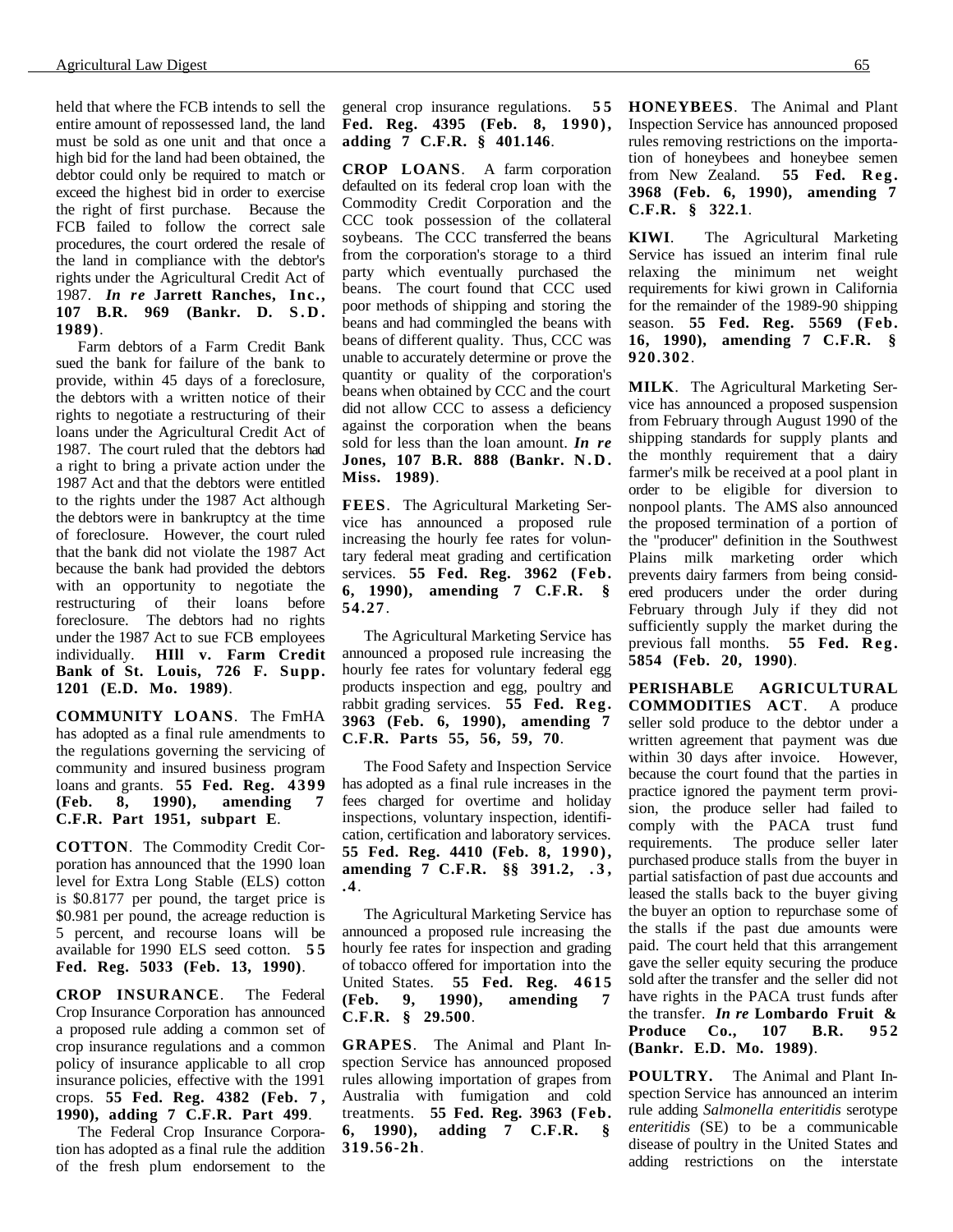held that where the FCB intends to sell the entire amount of repossessed land, the land must be sold as one unit and that once a high bid for the land had been obtained, the debtor could only be required to match or exceed the highest bid in order to exercise the right of first purchase. Because the FCB failed to follow the correct sale procedures, the court ordered the resale of the land in compliance with the debtor's rights under the Agricultural Credit Act of 1987. ***In re* Jarrett Ranches, Inc., 107 B.R. 969 (Bankr. D. S.D. 1989)**.

Farm debtors of a Farm Credit Bank sued the bank for failure of the bank to provide, within 45 days of a foreclosure, the debtors with a written notice of their rights to negotiate a restructuring of their loans under the Agricultural Credit Act of 1987. The court ruled that the debtors had a right to bring a private action under the 1987 Act and that the debtors were entitled to the rights under the 1987 Act although the debtors were in bankruptcy at the time of foreclosure. However, the court ruled that the bank did not violate the 1987 Act because the bank had provided the debtors with an opportunity to negotiate the restructuring of their loans before foreclosure. The debtors had no rights under the 1987 Act to sue FCB employees individually. **HIll v. Farm Credit Bank of St. Louis, 726 F. Supp. 1201 (E.D. Mo. 1989)**.

**COMMUNITY LOANS**. The FmHA has adopted as a final rule amendments to the regulations governing the servicing of community and insured business program loans and grants. **55 Fed. Reg. 4399 (Feb. 8, 1990), amending 7 C.F.R. Part 1951, subpart E**.

**COTTON**. The Commodity Credit Corporation has announced that the 1990 loan level for Extra Long Stable (ELS) cotton is $0.8177 per pound, the target price is $0.981 per pound, the acreage reduction is 5 percent, and recourse loans will be available for 1990 ELS seed cotton. **55 Fed. Reg. 5033 (Feb. 13, 1990)**.

**CROP INSURANCE**. The Federal Crop Insurance Corporation has announced a proposed rule adding a common set of crop insurance regulations and a common policy of insurance applicable to all crop insurance policies, effective with the 1991 crops. **55 Fed. Reg. 4382 (Feb. 7, 1990), adding 7 C.F.R. Part 499**.

The Federal Crop Insurance Corporation has adopted as a final rule the addition of the fresh plum endorsement to the general crop insurance regulations. **55 Fed. Reg. 4395 (Feb. 8, 1990), adding 7 C.F.R. § 401.146**.

**CROP LOANS**. A farm corporation defaulted on its federal crop loan with the Commodity Credit Corporation and the CCC took possession of the collateral soybeans. The CCC transferred the beans from the corporation's storage to a third party which eventually purchased the beans. The court found that CCC used poor methods of shipping and storing the beans and had commingled the beans with beans of different quality. Thus, CCC was unable to accurately determine or prove the quantity or quality of the corporation's beans when obtained by CCC and the court did not allow CCC to assess a deficiency against the corporation when the beans sold for less than the loan amount. ***In re* Jones, 107 B.R. 888 (Bankr. N.D. Miss. 1989)**.

**FEES**. The Agricultural Marketing Service has announced a proposed rule increasing the hourly fee rates for voluntary federal meat grading and certification services. **55 Fed. Reg. 3962 (Feb. 6, 1990), amending 7 C.F.R. § 54.27**.

The Agricultural Marketing Service has announced a proposed rule increasing the hourly fee rates for voluntary federal egg products inspection and egg, poultry and rabbit grading services. **55 Fed. Reg. 3963 (Feb. 6, 1990), amending 7 C.F.R. Parts 55, 56, 59, 70**.

The Food Safety and Inspection Service has adopted as a final rule increases in the fees charged for overtime and holiday inspections, voluntary inspection, identification, certification and laboratory services. **55 Fed. Reg. 4410 (Feb. 8, 1990), amending 7 C.F.R. §§ 391.2, .3, .4**.

The Agricultural Marketing Service has announced a proposed rule increasing the hourly fee rates for inspection and grading of tobacco offered for importation into the United States. **55 Fed. Reg. 4615 (Feb. 9, 1990), amending 7 C.F.R. § 29.500**.

**GRAPES**. The Animal and Plant Inspection Service has announced proposed rules allowing importation of grapes from Australia with fumigation and cold treatments. **55 Fed. Reg. 3963 (Feb. 6, 1990), adding 7 C.F.R. § 319.56-2h**.

**HONEYBEES**. The Animal and Plant Inspection Service has announced proposed rules removing restrictions on the importation of honeybees and honeybee semen from New Zealand. **55 Fed. Reg. 3968 (Feb. 6, 1990), amending 7 C.F.R. § 322.1**.

**KIWI**. The Agricultural Marketing Service has issued an interim final rule relaxing the minimum net weight requirements for kiwi grown in California for the remainder of the 1989-90 shipping season. **55 Fed. Reg. 5569 (Feb. 16, 1990), amending 7 C.F.R. § 920.302**.

**MILK**. The Agricultural Marketing Service has announced a proposed suspension from February through August 1990 of the shipping standards for supply plants and the monthly requirement that a dairy farmer's milk be received at a pool plant in order to be eligible for diversion to nonpool plants. The AMS also announced the proposed termination of a portion of the "producer" definition in the Southwest Plains milk marketing order which prevents dairy farmers from being considered producers under the order during February through July if they did not sufficiently supply the market during the previous fall months. **55 Fed. Reg. 5854 (Feb. 20, 1990)**.

**PERISHABLE AGRICULTURAL COMMODITIES ACT**. A produce seller sold produce to the debtor under a written agreement that payment was due within 30 days after invoice. However, because the court found that the parties in practice ignored the payment term provision, the produce seller had failed to comply with the PACA trust fund requirements. The produce seller later purchased produce stalls from the buyer in partial satisfaction of past due accounts and leased the stalls back to the buyer giving the buyer an option to repurchase some of the stalls if the past due amounts were paid. The court held that this arrangement gave the seller equity securing the produce sold after the transfer and the seller did not have rights in the PACA trust funds after the transfer. ***In re* Lombardo Fruit & Produce Co., 107 B.R. 952 (Bankr. E.D. Mo. 1989)**.

**POULTRY.** The Animal and Plant Inspection Service has announced an interim rule adding *Salmonella enteritidis* serotype *enteritidis* (SE) to be a communicable disease of poultry in the United States and adding restrictions on the interstate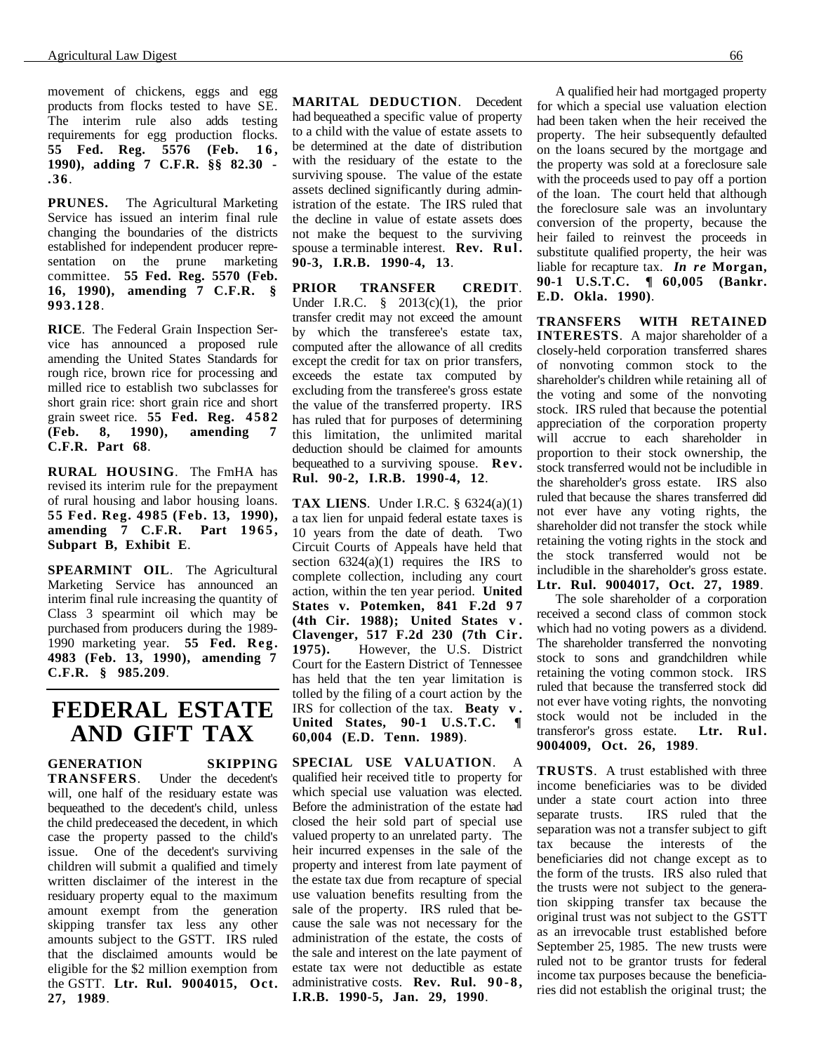movement of chickens, eggs and egg products from flocks tested to have SE. The interim rule also adds testing requirements for egg production flocks. **55 Fed. Reg. 5576 (Feb. 16, 1990), adding 7 C.F.R. §§ 82.30 - .36**.

**PRUNES.** The Agricultural Marketing Service has issued an interim final rule changing the boundaries of the districts established for independent producer representation on the prune marketing committee. **55 Fed. Reg. 5570 (Feb. 16, 1990), amending 7 C.F.R. § 993.128**.

**RICE**. The Federal Grain Inspection Service has announced a proposed rule amending the United States Standards for rough rice, brown rice for processing and milled rice to establish two subclasses for short grain rice: short grain rice and short grain sweet rice. **55 Fed. Reg. 4582 (Feb. 8, 1990), amending 7 C.F.R. Part 68**.

**RURAL HOUSING**. The FmHA has revised its interim rule for the prepayment of rural housing and labor housing loans. **55 Fed. Reg. 4985 (Feb. 13, 1990), amending 7 C.F.R. Part 1965, Subpart B, Exhibit E**.

**SPEARMINT OIL**. The Agricultural Marketing Service has announced an interim final rule increasing the quantity of Class 3 spearmint oil which may be purchased from producers during the 1989-1990 marketing year. **55 Fed. Reg. 4983 (Feb. 13, 1990), amending 7 C.F.R. § 985.209**.

# FEDERAL ESTATE AND GIFT TAX

**GENERATION SKIPPING TRANSFERS**. Under the decedent's will, one half of the residuary estate was bequeathed to the decedent's child, unless the child predeceased the decedent, in which case the property passed to the child's issue. One of the decedent's surviving children will submit a qualified and timely written disclaimer of the interest in the residuary property equal to the maximum amount exempt from the generation skipping transfer tax less any other amounts subject to the GSTT. IRS ruled that the disclaimed amounts would be eligible for the $2 million exemption from the GSTT. **Ltr. Rul. 9004015, Oct. 27, 1989**.

**MARITAL DEDUCTION**. Decedent had bequeathed a specific value of property to a child with the value of estate assets to be determined at the date of distribution with the residuary of the estate to the surviving spouse. The value of the estate assets declined significantly during administration of the estate. The IRS ruled that the decline in value of estate assets does not make the bequest to the surviving spouse a terminable interest. **Rev. Rul. 90-3, I.R.B. 1990-4, 13**.

**PRIOR TRANSFER CREDIT**. Under I.R.C. § 2013(c)(1), the prior transfer credit may not exceed the amount by which the transferee's estate tax, computed after the allowance of all credits except the credit for tax on prior transfers, exceeds the estate tax computed by excluding from the transferee's gross estate the value of the transferred property. IRS has ruled that for purposes of determining this limitation, the unlimited marital deduction should be claimed for amounts bequeathed to a surviving spouse. **Rev. Rul. 90-2, I.R.B. 1990-4, 12**.

**TAX LIENS**. Under I.R.C. § 6324(a)(1) a tax lien for unpaid federal estate taxes is 10 years from the date of death. Two Circuit Courts of Appeals have held that section 6324(a)(1) requires the IRS to complete collection, including any court action, within the ten year period. **United States v. Potemken, 841 F.2d 97 (4th Cir. 1988); United States v. Clavenger, 517 F.2d 230 (7th Cir. 1975).** However, the U.S. District Court for the Eastern District of Tennessee has held that the ten year limitation is tolled by the filing of a court action by the IRS for collection of the tax. **Beaty v. United States, 90-1 U.S.T.C. ¶ 60,004 (E.D. Tenn. 1989)**.

**SPECIAL USE VALUATION**. A qualified heir received title to property for which special use valuation was elected. Before the administration of the estate had closed the heir sold part of special use valued property to an unrelated party. The heir incurred expenses in the sale of the property and interest from late payment of the estate tax due from recapture of special use valuation benefits resulting from the sale of the property. IRS ruled that because the sale was not necessary for the administration of the estate, the costs of the sale and interest on the late payment of estate tax were not deductible as estate administrative costs. **Rev. Rul. 90-8, I.R.B. 1990-5, Jan. 29, 1990**.

A qualified heir had mortgaged property for which a special use valuation election had been taken when the heir received the property. The heir subsequently defaulted on the loans secured by the mortgage and the property was sold at a foreclosure sale with the proceeds used to pay off a portion of the loan. The court held that although the foreclosure sale was an involuntary conversion of the property, because the heir failed to reinvest the proceeds in substitute qualified property, the heir was liable for recapture tax. ***In re* Morgan, 90-1 U.S.T.C. ¶ 60,005 (Bankr. E.D. Okla. 1990)**.

**TRANSFERS WITH RETAINED INTERESTS**. A major shareholder of a closely-held corporation transferred shares of nonvoting common stock to the shareholder's children while retaining all of the voting and some of the nonvoting stock. IRS ruled that because the potential appreciation of the corporation property will accrue to each shareholder in proportion to their stock ownership, the stock transferred would not be includible in the shareholder's gross estate. IRS also ruled that because the shares transferred did not ever have any voting rights, the shareholder did not transfer the stock while retaining the voting rights in the stock and the stock transferred would not be includible in the shareholder's gross estate. **Ltr. Rul. 9004017, Oct. 27, 1989**.

The sole shareholder of a corporation received a second class of common stock which had no voting powers as a dividend. The shareholder transferred the nonvoting stock to sons and grandchildren while retaining the voting common stock. IRS ruled that because the transferred stock did not ever have voting rights, the nonvoting stock would not be included in the transferor's gross estate. **Ltr. Rul. 9004009, Oct. 26, 1989**.

**TRUSTS**. A trust established with three income beneficiaries was to be divided under a state court action into three separate trusts. IRS ruled that the separation was not a transfer subject to gift tax because the interests of the beneficiaries did not change except as to the form of the trusts. IRS also ruled that the trusts were not subject to the generation skipping transfer tax because the original trust was not subject to the GSTT as an irrevocable trust established before September 25, 1985. The new trusts were ruled not to be grantor trusts for federal income tax purposes because the beneficiaries did not establish the original trust; the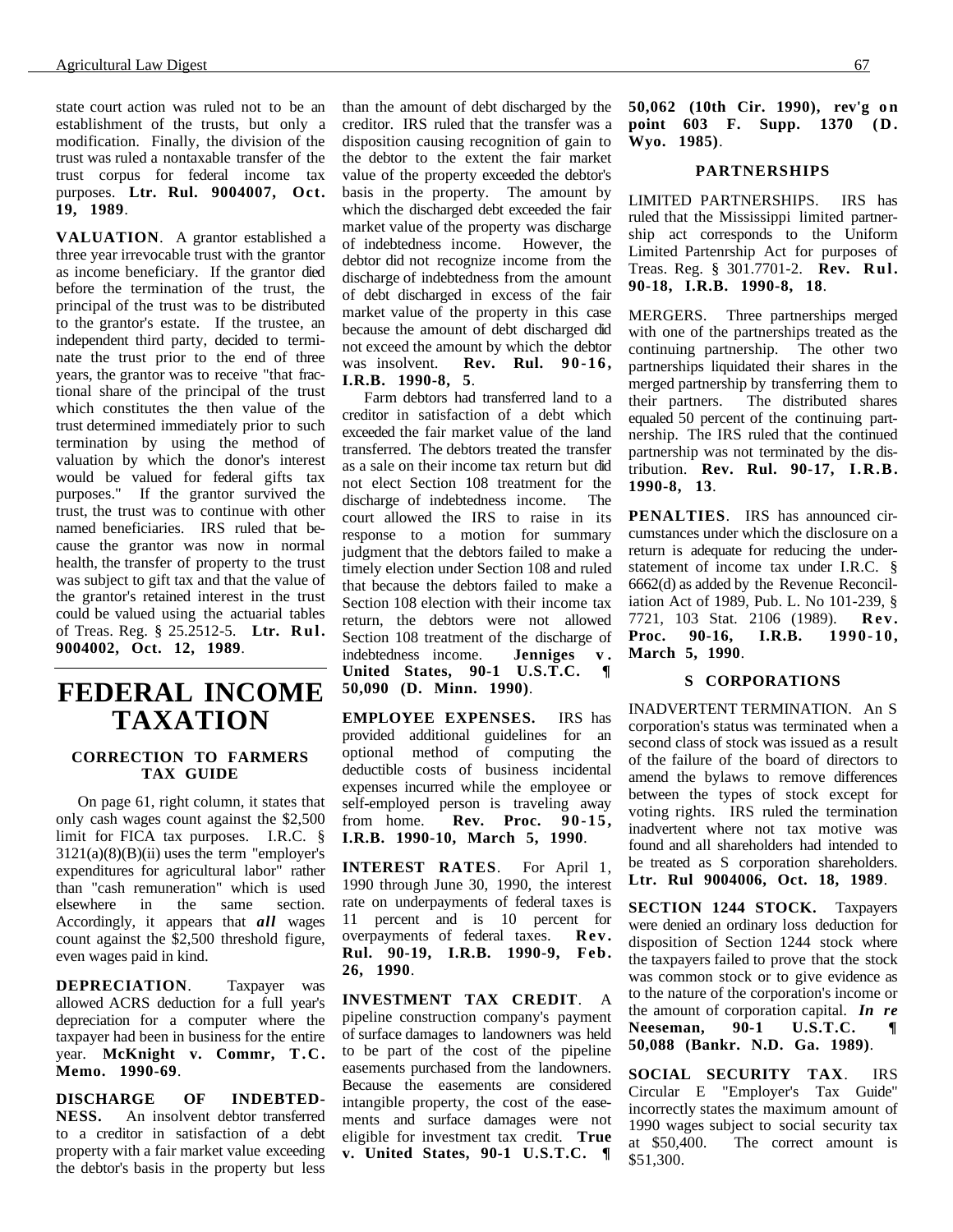state court action was ruled not to be an establishment of the trusts, but only a modification. Finally, the division of the trust was ruled a nontaxable transfer of the trust corpus for federal income tax purposes. **Ltr. Rul. 9004007, Oct. 19, 1989**.

**VALUATION**. A grantor established a three year irrevocable trust with the grantor as income beneficiary. If the grantor died before the termination of the trust, the principal of the trust was to be distributed to the grantor's estate. If the trustee, an independent third party, decided to terminate the trust prior to the end of three years, the grantor was to receive "that fractional share of the principal of the trust which constitutes the then value of the trust determined immediately prior to such termination by using the method of valuation by which the donor's interest would be valued for federal gifts tax purposes." If the grantor survived the trust, the trust was to continue with other named beneficiaries. IRS ruled that because the grantor was now in normal health, the transfer of property to the trust was subject to gift tax and that the value of the grantor's retained interest in the trust could be valued using the actuarial tables of Treas. Reg. § 25.2512-5. **Ltr. Rul. 9004002, Oct. 12, 1989**.

# FEDERAL INCOME TAXATION

### CORRECTION TO FARMERS TAX GUIDE

On page 61, right column, it states that only cash wages count against the $2,500 limit for FICA tax purposes. I.R.C. § 3121(a)(8)(B)(ii) uses the term "employer's expenditures for agricultural labor" rather than "cash remuneration" which is used elsewhere in the same section. Accordingly, it appears that ***all*** wages count against the $2,500 threshold figure, even wages paid in kind.

**DEPRECIATION**. Taxpayer was allowed ACRS deduction for a full year's depreciation for a computer where the taxpayer had been in business for the entire year. **McKnight v. Commr, T.C. Memo. 1990-69**.

**DISCHARGE OF INDEBTEDNESS.** An insolvent debtor transferred to a creditor in satisfaction of a debt property with a fair market value exceeding the debtor's basis in the property but less than the amount of debt discharged by the creditor. IRS ruled that the transfer was a disposition causing recognition of gain to the debtor to the extent the fair market value of the property exceeded the debtor's basis in the property. The amount by which the discharged debt exceeded the fair market value of the property was discharge of indebtedness income. However, the debtor did not recognize income from the discharge of indebtedness from the amount of debt discharged in excess of the fair market value of the property in this case because the amount of debt discharged did not exceed the amount by which the debtor was insolvent. **Rev. Rul. 90-16, I.R.B. 1990-8, 5**.

Farm debtors had transferred land to a creditor in satisfaction of a debt which exceeded the fair market value of the land transferred. The debtors treated the transfer as a sale on their income tax return but did not elect Section 108 treatment for the discharge of indebtedness income. The court allowed the IRS to raise in its response to a motion for summary judgment that the debtors failed to make a timely election under Section 108 and ruled that because the debtors failed to make a Section 108 election with their income tax return, the debtors were not allowed Section 108 treatment of the discharge of indebtedness income. **Jenniges v. United States, 90-1 U.S.T.C. ¶ 50,090 (D. Minn. 1990)**.

**EMPLOYEE EXPENSES.** IRS has provided additional guidelines for an optional method of computing the deductible costs of business incidental expenses incurred while the employee or self-employed person is traveling away from home. **Rev. Proc. 90-15, I.R.B. 1990-10, March 5, 1990**.

**INTEREST RATES**. For April 1, 1990 through June 30, 1990, the interest rate on underpayments of federal taxes is 11 percent and is 10 percent for overpayments of federal taxes. **Rev. Rul. 90-19, I.R.B. 1990-9, Feb. 26, 1990**.

**INVESTMENT TAX CREDIT**. A pipeline construction company's payment of surface damages to landowners was held to be part of the cost of the pipeline easements purchased from the landowners. Because the easements are considered intangible property, the cost of the easements and surface damages were not eligible for investment tax credit. **True v. United States, 90-1 U.S.T.C. ¶ 50,062 (10th Cir. 1990), rev'g on point 603 F. Supp. 1370 (D. Wyo. 1985)**.

### PARTNERSHIPS

LIMITED PARTNERSHIPS. IRS has ruled that the Mississippi limited partnership act corresponds to the Uniform Limited Partenrship Act for purposes of Treas. Reg. § 301.7701-2. **Rev. Rul. 90-18, I.R.B. 1990-8, 18**.

MERGERS. Three partnerships merged with one of the partnerships treated as the continuing partnership. The other two partnerships liquidated their shares in the merged partnership by transferring them to their partners. The distributed shares equaled 50 percent of the continuing partnership. The IRS ruled that the continued partnership was not terminated by the distribution. **Rev. Rul. 90-17, I.R.B. 1990-8, 13**.

**PENALTIES**. IRS has announced circumstances under which the disclosure on a return is adequate for reducing the understatement of income tax under I.R.C. § 6662(d) as added by the Revenue Reconciliation Act of 1989, Pub. L. No 101-239, § 7721, 103 Stat. 2106 (1989). **Rev. Proc. 90-16, I.R.B. 1990-10, March 5, 1990**.

### S CORPORATIONS

INADVERTENT TERMINATION. An S corporation's status was terminated when a second class of stock was issued as a result of the failure of the board of directors to amend the bylaws to remove differences between the types of stock except for voting rights. IRS ruled the termination inadvertent where not tax motive was found and all shareholders had intended to be treated as S corporation shareholders. **Ltr. Rul 9004006, Oct. 18, 1989**.

**SECTION 1244 STOCK.** Taxpayers were denied an ordinary loss deduction for disposition of Section 1244 stock where the taxpayers failed to prove that the stock was common stock or to give evidence as to the nature of the corporation's income or the amount of corporation capital. ***In re* Neeseman, 90-1 U.S.T.C. ¶ 50,088 (Bankr. N.D. Ga. 1989)**.

**SOCIAL SECURITY TAX**. IRS Circular E "Employer's Tax Guide" incorrectly states the maximum amount of 1990 wages subject to social security tax at $50,400. The correct amount is $51,300.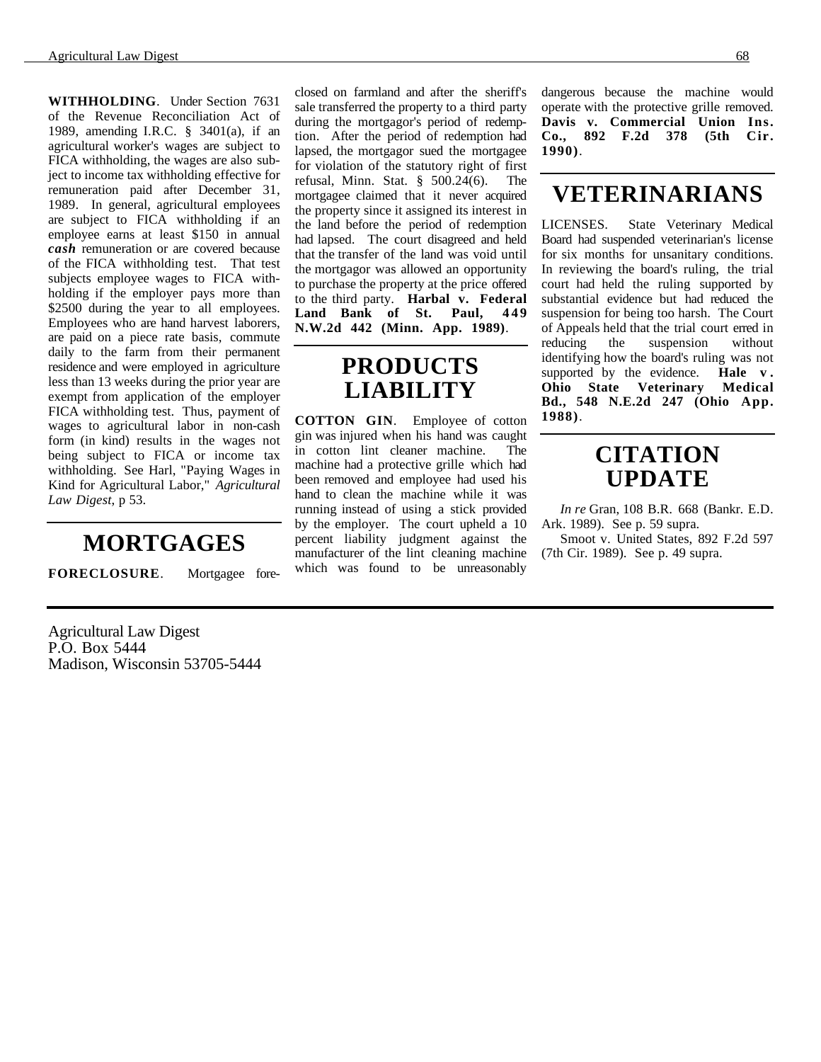**WITHHOLDING**. Under Section 7631 of the Revenue Reconciliation Act of 1989, amending I.R.C. § 3401(a), if an agricultural worker's wages are subject to FICA withholding, the wages are also subject to income tax withholding effective for remuneration paid after December 31, 1989. In general, agricultural employees are subject to FICA withholding if an employee earns at least $150 in annual ***cash*** remuneration or are covered because of the FICA withholding test. That test subjects employee wages to FICA withholding if the employer pays more than $2500 during the year to all employees. Employees who are hand harvest laborers, are paid on a piece rate basis, commute daily to the farm from their permanent residence and were employed in agriculture less than 13 weeks during the prior year are exempt from application of the employer FICA withholding test. Thus, payment of wages to agricultural labor in non-cash form (in kind) results in the wages not being subject to FICA or income tax withholding. See Harl, "Paying Wages in Kind for Agricultural Labor," *Agricultural Law Digest*, p 53.

# MORTGAGES

**FORECLOSURE**. Mortgagee foreclosed on farmland and after the sheriff's sale transferred the property to a third party during the mortgagor's period of redemption. After the period of redemption had lapsed, the mortgagor sued the mortgagee for violation of the statutory right of first refusal, Minn. Stat. § 500.24(6). The mortgagee claimed that it never acquired the property since it assigned its interest in the land before the period of redemption had lapsed. The court disagreed and held that the transfer of the land was void until the mortgagor was allowed an opportunity to purchase the property at the price offered to the third party. **Harbal v. Federal Land Bank of St. Paul, 449 N.W.2d 442 (Minn. App. 1989)**.

# PRODUCTS LIABILITY

**COTTON GIN**. Employee of cotton gin was injured when his hand was caught in cotton lint cleaner machine. The machine had a protective grille which had been removed and employee had used his hand to clean the machine while it was running instead of using a stick provided by the employer. The court upheld a 10 percent liability judgment against the manufacturer of the lint cleaning machine which was found to be unreasonably dangerous because the machine would operate with the protective grille removed. **Davis v. Commercial Union Ins. Co., 892 F.2d 378 (5th Cir. 1990)**.

# VETERINARIANS

LICENSES. State Veterinary Medical Board had suspended veterinarian's license for six months for unsanitary conditions. In reviewing the board's ruling, the trial court had held the ruling supported by substantial evidence but had reduced the suspension for being too harsh. The Court of Appeals held that the trial court erred in reducing the suspension without identifying how the board's ruling was not supported by the evidence. **Hale v. Ohio State Veterinary Medical Bd., 548 N.E.2d 247 (Ohio App. 1988)**.

# CITATION UPDATE

*In re* Gran, 108 B.R. 668 (Bankr. E.D. Ark. 1989). See p. 59 supra.

Smoot v. United States, 892 F.2d 597 (7th Cir. 1989). See p. 49 supra.

Agricultural Law Digest
P.O. Box 5444
Madison, Wisconsin 53705-5444